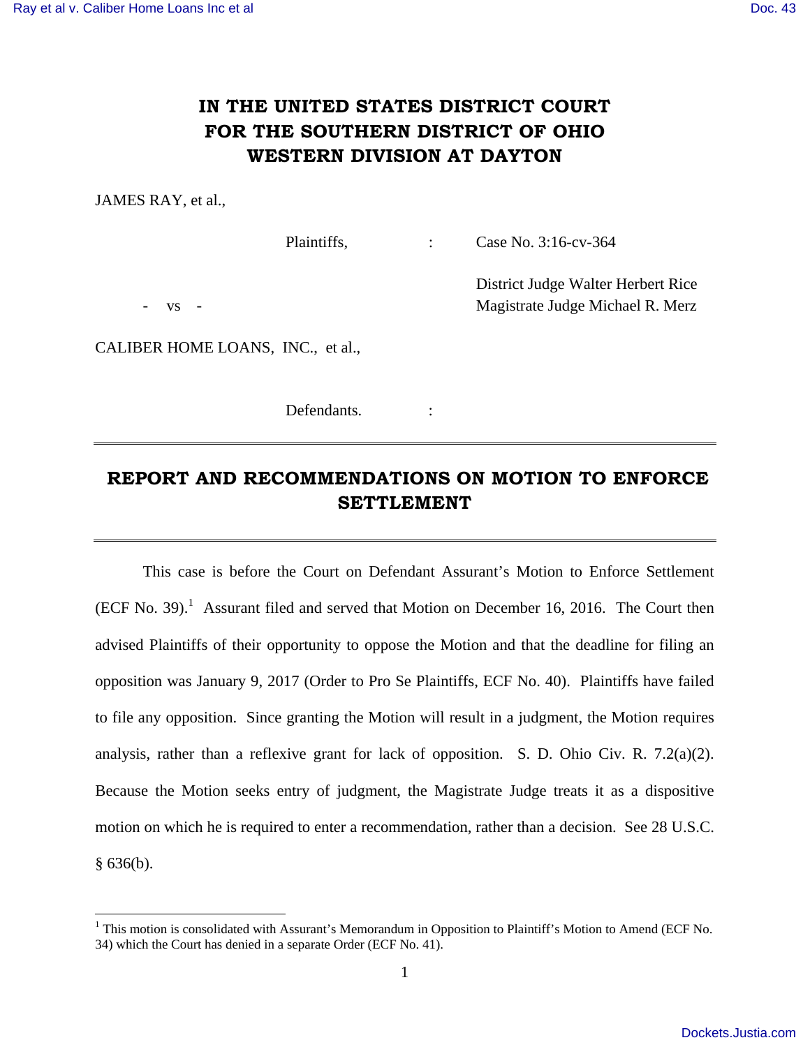# IN THE UNITED STATES DISTRICT COURT FOR THE SOUTHERN DISTRICT OF OHIO WESTERN DIVISION AT DAYTON

JAMES RAY, et al.,

Plaintiffs, : Case No. 3:16-cv-364

District Judge Walter Herbert Rice
Magistrate Judge Michael R. Merz

\- vs -

CALIBER HOME LOANS, INC., et al.,

Defendants. :

---

## REPORT AND RECOMMENDATIONS ON MOTION TO ENFORCE SETTLEMENT

---

This case is before the Court on Defendant Assurant's Motion to Enforce Settlement (ECF No. 39).[1] Assurant filed and served that Motion on December 16, 2016. The Court then advised Plaintiffs of their opportunity to oppose the Motion and that the deadline for filing an opposition was January 9, 2017 (Order to Pro Se Plaintiffs, ECF No. 40). Plaintiffs have failed to file any opposition. Since granting the Motion will result in a judgment, the Motion requires analysis, rather than a reflexive grant for lack of opposition. S. D. Ohio Civ. R. 7.2(a)(2). Because the Motion seeks entry of judgment, the Magistrate Judge treats it as a dispositive motion on which he is required to enter a recommendation, rather than a decision. See 28 U.S.C. § 636(b).

[1] This motion is consolidated with Assurant's Memorandum in Opposition to Plaintiff's Motion to Amend (ECF No. 34) which the Court has denied in a separate Order (ECF No. 41).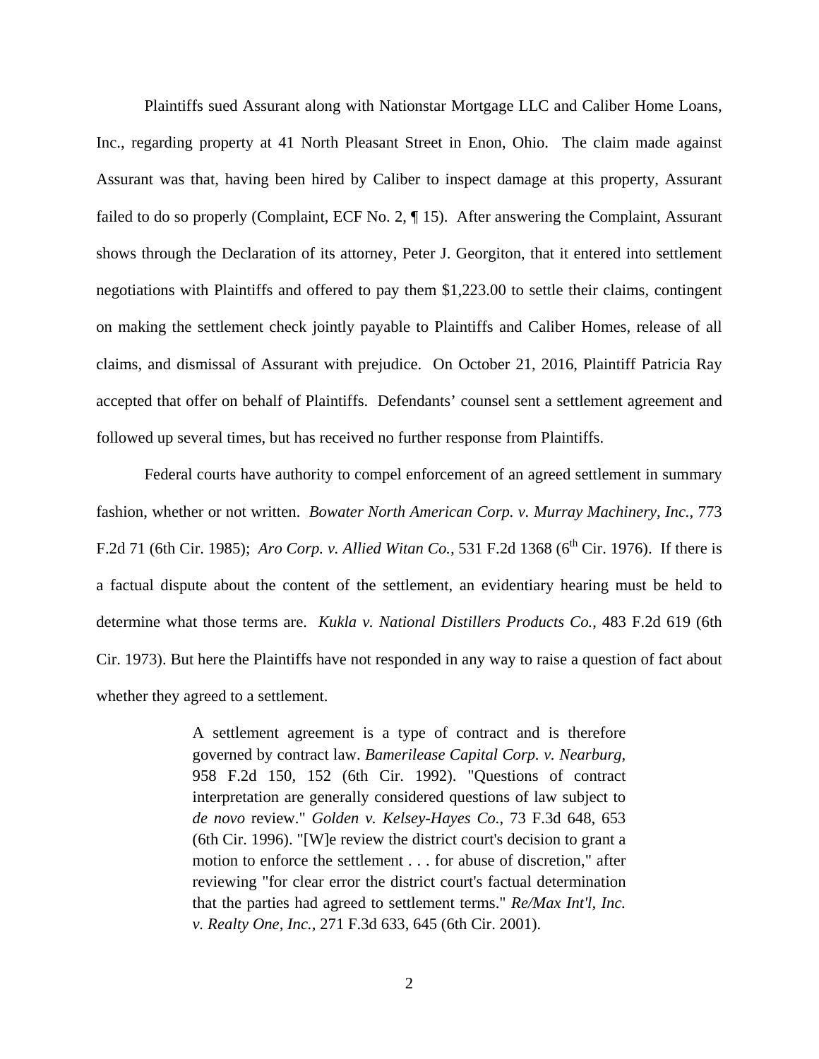Plaintiffs sued Assurant along with Nationstar Mortgage LLC and Caliber Home Loans, Inc., regarding property at 41 North Pleasant Street in Enon, Ohio. The claim made against Assurant was that, having been hired by Caliber to inspect damage at this property, Assurant failed to do so properly (Complaint, ECF No. 2, ¶ 15). After answering the Complaint, Assurant shows through the Declaration of its attorney, Peter J. Georgiton, that it entered into settlement negotiations with Plaintiffs and offered to pay them $1,223.00 to settle their claims, contingent on making the settlement check jointly payable to Plaintiffs and Caliber Homes, release of all claims, and dismissal of Assurant with prejudice. On October 21, 2016, Plaintiff Patricia Ray accepted that offer on behalf of Plaintiffs. Defendants' counsel sent a settlement agreement and followed up several times, but has received no further response from Plaintiffs.

Federal courts have authority to compel enforcement of an agreed settlement in summary fashion, whether or not written. *Bowater North American Corp. v. Murray Machinery, Inc.*, 773 F.2d 71 (6th Cir. 1985); *Aro Corp. v. Allied Witan Co.*, 531 F.2d 1368 (6th Cir. 1976). If there is a factual dispute about the content of the settlement, an evidentiary hearing must be held to determine what those terms are. *Kukla v. National Distillers Products Co.*, 483 F.2d 619 (6th Cir. 1973). But here the Plaintiffs have not responded in any way to raise a question of fact about whether they agreed to a settlement.

> A settlement agreement is a type of contract and is therefore governed by contract law. *Bamerilease Capital Corp. v. Nearburg*, 958 F.2d 150, 152 (6th Cir. 1992). "Questions of contract interpretation are generally considered questions of law subject to *de novo* review." *Golden v. Kelsey-Hayes Co.*, 73 F.3d 648, 653 (6th Cir. 1996). "[W]e review the district court's decision to grant a motion to enforce the settlement . . . for abuse of discretion," after reviewing "for clear error the district court's factual determination that the parties had agreed to settlement terms." *Re/Max Int'l, Inc. v. Realty One, Inc.*, 271 F.3d 633, 645 (6th Cir. 2001).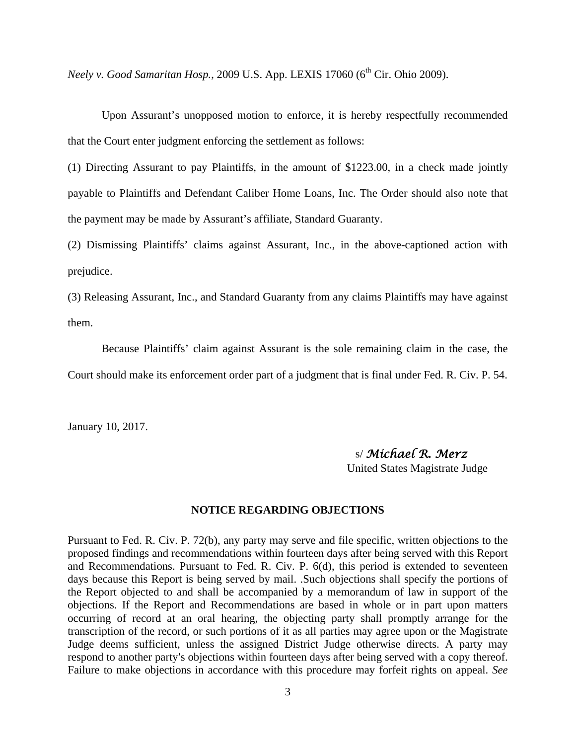*Neely v. Good Samaritan Hosp.*, 2009 U.S. App. LEXIS 17060 (6th Cir. Ohio 2009).

Upon Assurant's unopposed motion to enforce, it is hereby respectfully recommended that the Court enter judgment enforcing the settlement as follows:

(1) Directing Assurant to pay Plaintiffs, in the amount of $1223.00, in a check made jointly payable to Plaintiffs and Defendant Caliber Home Loans, Inc. The Order should also note that the payment may be made by Assurant's affiliate, Standard Guaranty.

(2) Dismissing Plaintiffs' claims against Assurant, Inc., in the above-captioned action with prejudice.

(3) Releasing Assurant, Inc., and Standard Guaranty from any claims Plaintiffs may have against them.

Because Plaintiffs' claim against Assurant is the sole remaining claim in the case, the Court should make its enforcement order part of a judgment that is final under Fed. R. Civ. P. 54.

January 10, 2017.

s/ *Michael R. Merz*
United States Magistrate Judge

**NOTICE REGARDING OBJECTIONS**

Pursuant to Fed. R. Civ. P. 72(b), any party may serve and file specific, written objections to the proposed findings and recommendations within fourteen days after being served with this Report and Recommendations. Pursuant to Fed. R. Civ. P. 6(d), this period is extended to seventeen days because this Report is being served by mail. .Such objections shall specify the portions of the Report objected to and shall be accompanied by a memorandum of law in support of the objections. If the Report and Recommendations are based in whole or in part upon matters occurring of record at an oral hearing, the objecting party shall promptly arrange for the transcription of the record, or such portions of it as all parties may agree upon or the Magistrate Judge deems sufficient, unless the assigned District Judge otherwise directs. A party may respond to another party's objections within fourteen days after being served with a copy thereof. Failure to make objections in accordance with this procedure may forfeit rights on appeal. *See*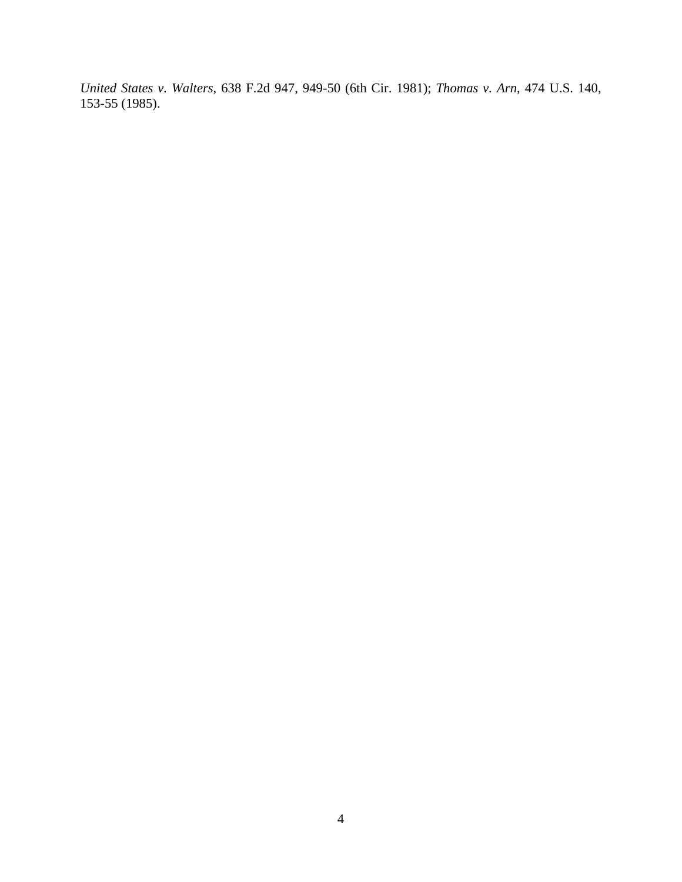*United States v. Walters*, 638 F.2d 947, 949-50 (6th Cir. 1981); *Thomas v. Arn*, 474 U.S. 140, 153-55 (1985).